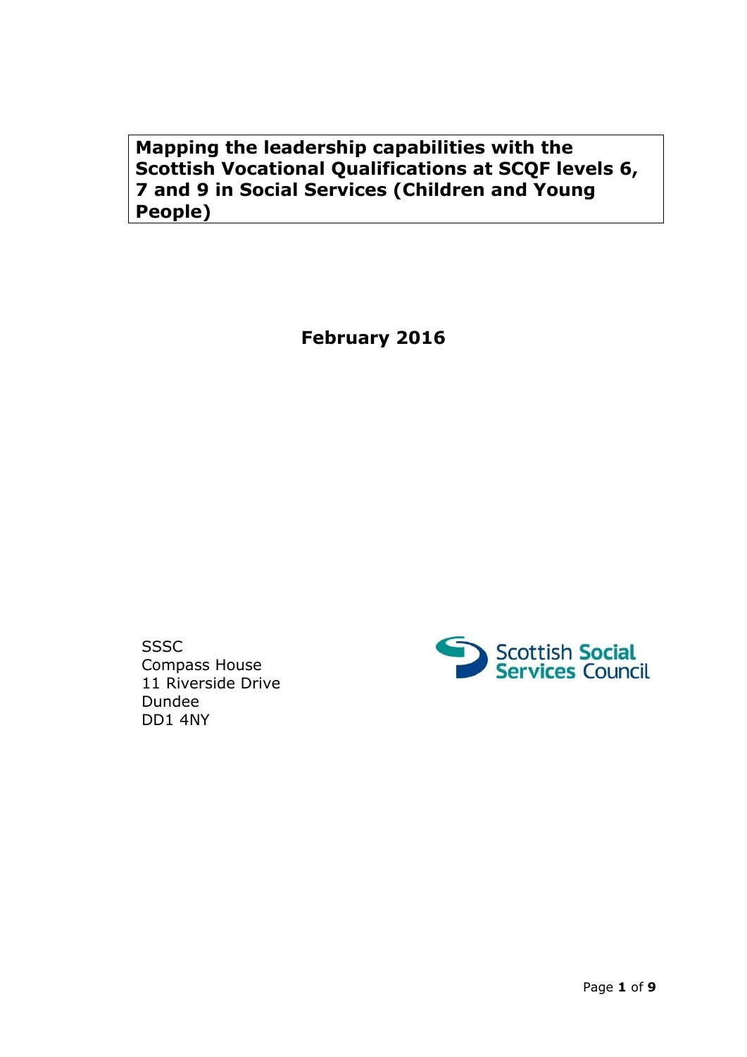# Mapping the leadership capabilities with the Scottish Vocational Qualifications at SCQF levels 6, 7 and 9 in Social Services (Children and Young People)

**February 2016**

SSSC
Compass House
11 Riverside Drive
Dundee
DD1 4NY

Scottish Social Services Council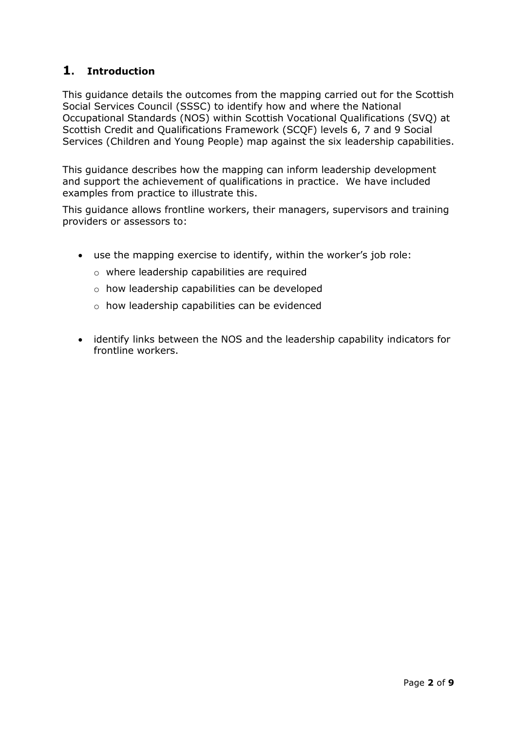# 1. Introduction

This guidance details the outcomes from the mapping carried out for the Scottish Social Services Council (SSSC) to identify how and where the National Occupational Standards (NOS) within Scottish Vocational Qualifications (SVQ) at Scottish Credit and Qualifications Framework (SCQF) levels 6, 7 and 9 Social Services (Children and Young People) map against the six leadership capabilities.

This guidance describes how the mapping can inform leadership development and support the achievement of qualifications in practice. We have included examples from practice to illustrate this.

This guidance allows frontline workers, their managers, supervisors and training providers or assessors to:

- use the mapping exercise to identify, within the worker's job role:
  - where leadership capabilities are required
  - how leadership capabilities can be developed
  - how leadership capabilities can be evidenced
- identify links between the NOS and the leadership capability indicators for frontline workers.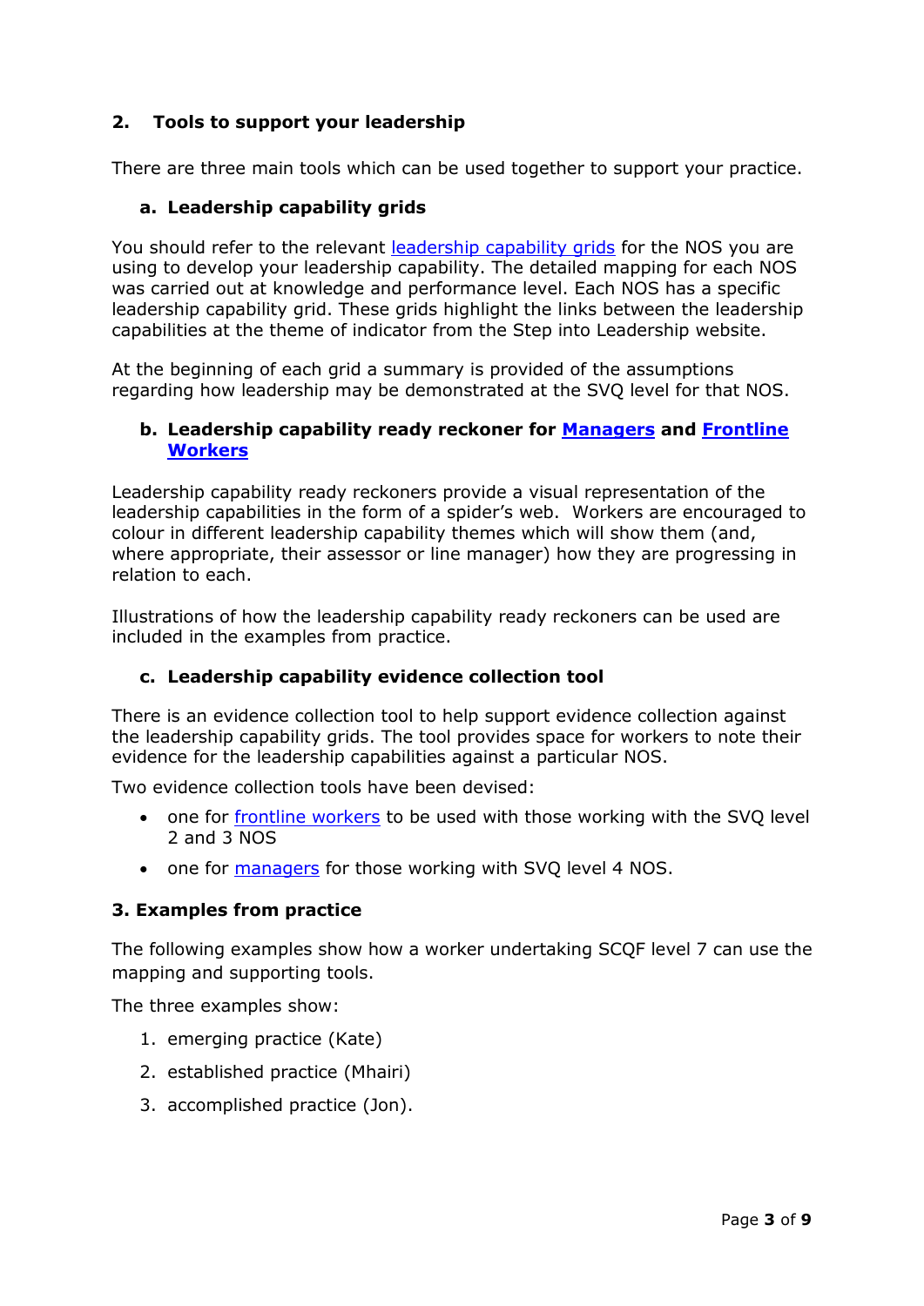## 2. Tools to support your leadership

There are three main tools which can be used together to support your practice.

### a. Leadership capability grids

You should refer to the relevant leadership capability grids for the NOS you are using to develop your leadership capability. The detailed mapping for each NOS was carried out at knowledge and performance level. Each NOS has a specific leadership capability grid. These grids highlight the links between the leadership capabilities at the theme of indicator from the Step into Leadership website.

At the beginning of each grid a summary is provided of the assumptions regarding how leadership may be demonstrated at the SVQ level for that NOS.

### b. Leadership capability ready reckoner for Managers and Frontline Workers

Leadership capability ready reckoners provide a visual representation of the leadership capabilities in the form of a spider's web. Workers are encouraged to colour in different leadership capability themes which will show them (and, where appropriate, their assessor or line manager) how they are progressing in relation to each.

Illustrations of how the leadership capability ready reckoners can be used are included in the examples from practice.

### c. Leadership capability evidence collection tool

There is an evidence collection tool to help support evidence collection against the leadership capability grids. The tool provides space for workers to note their evidence for the leadership capabilities against a particular NOS.

Two evidence collection tools have been devised:

- one for frontline workers to be used with those working with the SVQ level 2 and 3 NOS
- one for managers for those working with SVQ level 4 NOS.

## 3. Examples from practice

The following examples show how a worker undertaking SCQF level 7 can use the mapping and supporting tools.

The three examples show:

1. emerging practice (Kate)
2. established practice (Mhairi)
3. accomplished practice (Jon).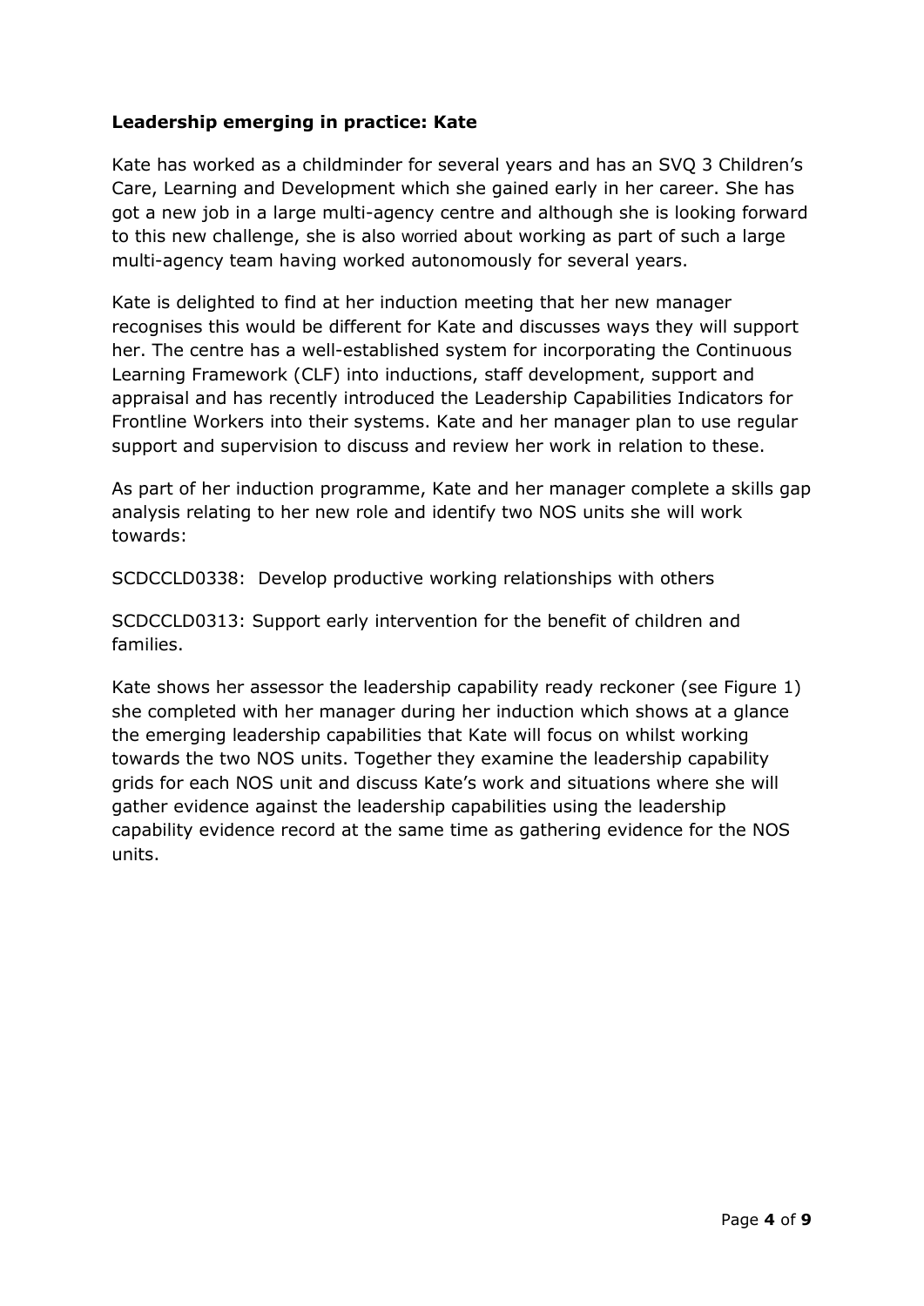**Leadership emerging in practice: Kate**

Kate has worked as a childminder for several years and has an SVQ 3 Children's Care, Learning and Development which she gained early in her career. She has got a new job in a large multi-agency centre and although she is looking forward to this new challenge, she is also worried about working as part of such a large multi-agency team having worked autonomously for several years.

Kate is delighted to find at her induction meeting that her new manager recognises this would be different for Kate and discusses ways they will support her. The centre has a well-established system for incorporating the Continuous Learning Framework (CLF) into inductions, staff development, support and appraisal and has recently introduced the Leadership Capabilities Indicators for Frontline Workers into their systems. Kate and her manager plan to use regular support and supervision to discuss and review her work in relation to these.

As part of her induction programme, Kate and her manager complete a skills gap analysis relating to her new role and identify two NOS units she will work towards:

SCDCCLD0338: Develop productive working relationships with others

SCDCCLD0313: Support early intervention for the benefit of children and families.

Kate shows her assessor the leadership capability ready reckoner (see Figure 1) she completed with her manager during her induction which shows at a glance the emerging leadership capabilities that Kate will focus on whilst working towards the two NOS units. Together they examine the leadership capability grids for each NOS unit and discuss Kate's work and situations where she will gather evidence against the leadership capabilities using the leadership capability evidence record at the same time as gathering evidence for the NOS units.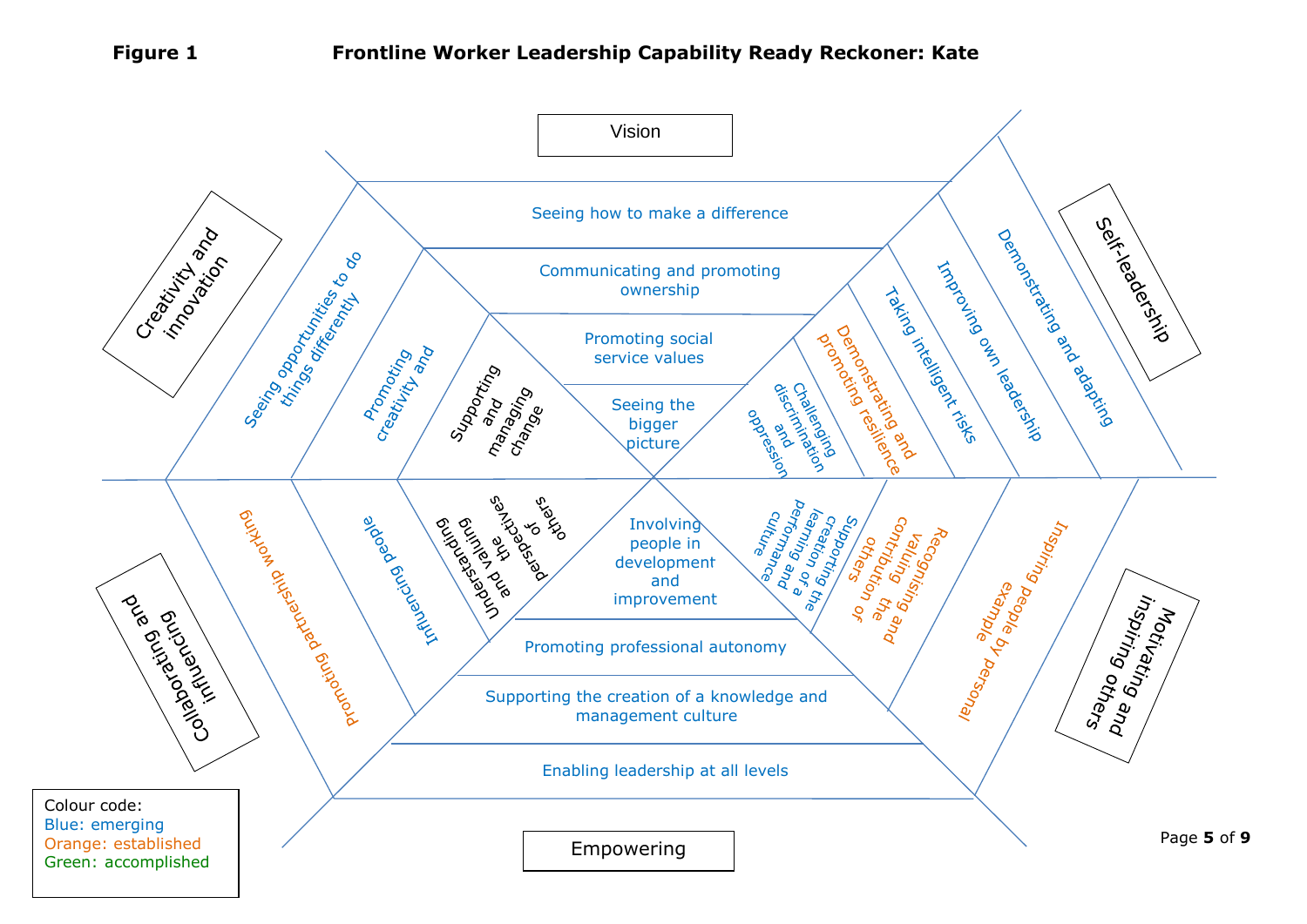**Figure 1** **Frontline Worker Leadership Capability Ready Reckoner: Kate**

**Vision**
- Seeing how to make a difference (emerging)
- Communicating and promoting ownership (emerging)
- Promoting social service values (emerging)
- Seeing the bigger picture (emerging)

**Self-leadership**
- Demonstrating and adapting (emerging)
- Improving own leadership (emerging)
- Taking intelligent risks (emerging)
- Demonstrating and promoting resilience (established)
- Challenging discrimination and oppression (emerging)

**Motivating and inspiring others**
- Inspiring people by personal example (established)
- Recognising and valuing the contribution of others (established)
- Supporting the creation of a learning and performance culture (emerging)

**Empowering**
- Involving people in development and improvement (emerging)
- Promoting professional autonomy (emerging)
- Supporting the creation of a knowledge and management culture (emerging)
- Enabling leadership at all levels (emerging)

**Collaborating and influencing**
- Promoting partnership working (established)
- Influencing people (emerging)
- Understanding and valuing the perspectives of others

**Creativity and innovation**
- Seeing opportunities to do things differently (emerging)
- Promoting creativity and (emerging)
- Supporting and managing change

Colour code:
- Blue: emerging
- Orange: established
- Green: accomplished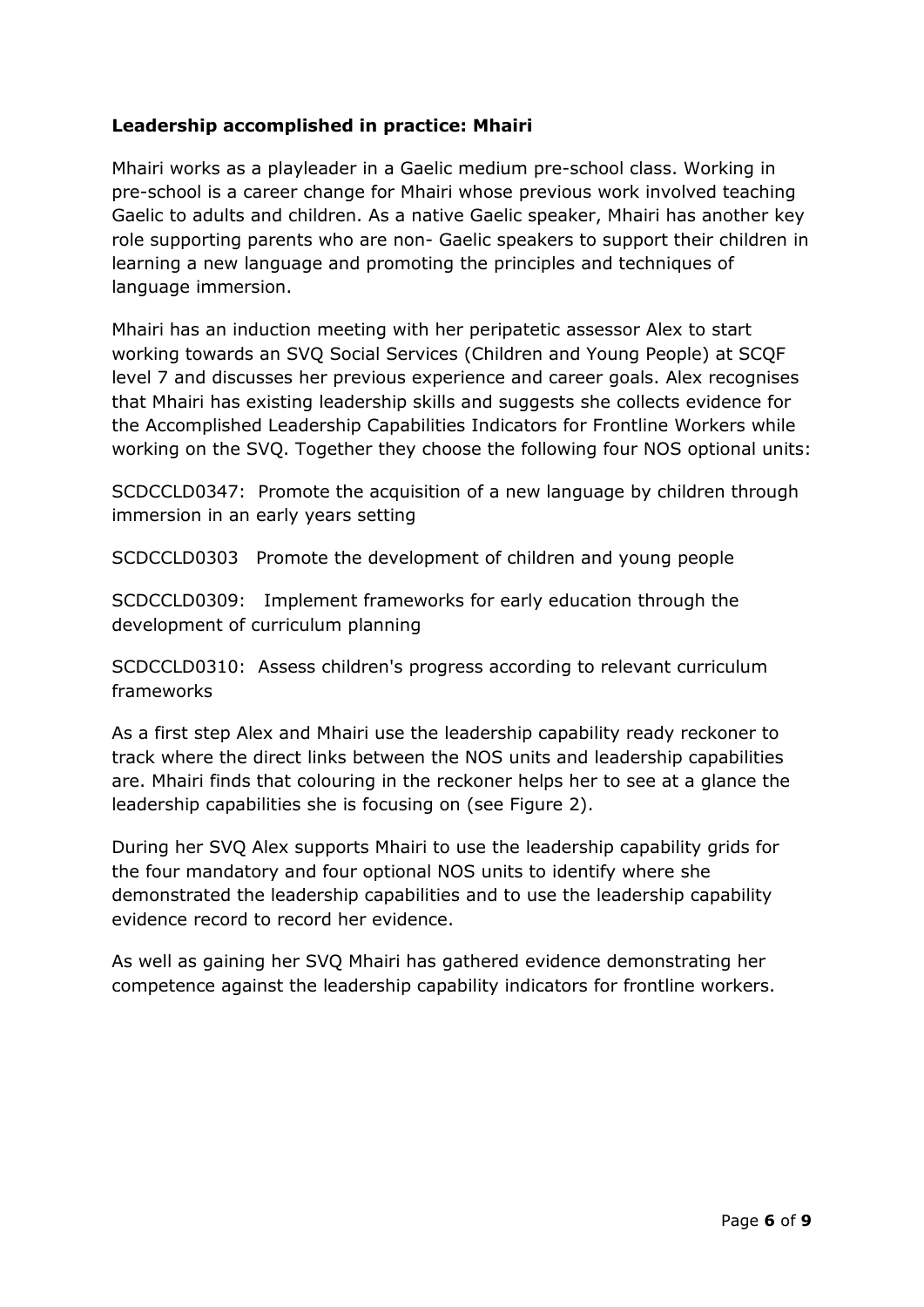**Leadership accomplished in practice: Mhairi**

Mhairi works as a playleader in a Gaelic medium pre-school class. Working in pre-school is a career change for Mhairi whose previous work involved teaching Gaelic to adults and children. As a native Gaelic speaker, Mhairi has another key role supporting parents who are non- Gaelic speakers to support their children in learning a new language and promoting the principles and techniques of language immersion.

Mhairi has an induction meeting with her peripatetic assessor Alex to start working towards an SVQ Social Services (Children and Young People) at SCQF level 7 and discusses her previous experience and career goals. Alex recognises that Mhairi has existing leadership skills and suggests she collects evidence for the Accomplished Leadership Capabilities Indicators for Frontline Workers while working on the SVQ. Together they choose the following four NOS optional units:

SCDCCLD0347: Promote the acquisition of a new language by children through immersion in an early years setting

SCDCCLD0303 Promote the development of children and young people

SCDCCLD0309: Implement frameworks for early education through the development of curriculum planning

SCDCCLD0310: Assess children's progress according to relevant curriculum frameworks

As a first step Alex and Mhairi use the leadership capability ready reckoner to track where the direct links between the NOS units and leadership capabilities are. Mhairi finds that colouring in the reckoner helps her to see at a glance the leadership capabilities she is focusing on (see Figure 2).

During her SVQ Alex supports Mhairi to use the leadership capability grids for the four mandatory and four optional NOS units to identify where she demonstrated the leadership capabilities and to use the leadership capability evidence record to record her evidence.

As well as gaining her SVQ Mhairi has gathered evidence demonstrating her competence against the leadership capability indicators for frontline workers.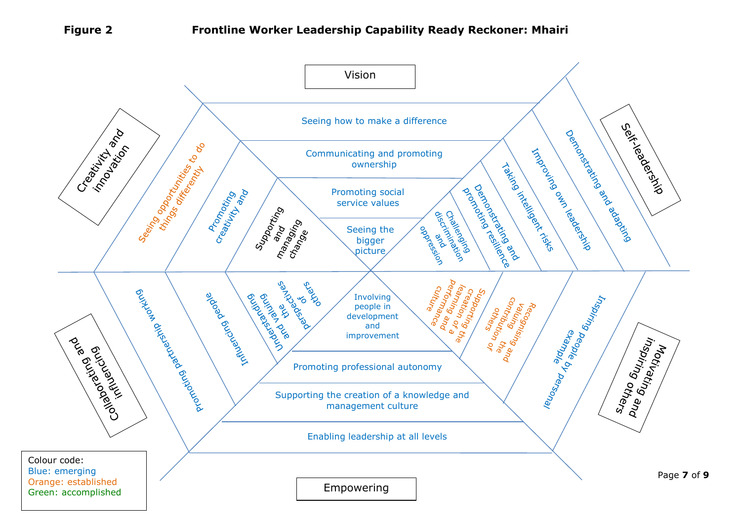**Figure 2** **Frontline Worker Leadership Capability Ready Reckoner: Mhairi**

**Vision**
- Seeing how to make a difference
- Communicating and promoting ownership
- Promoting social service values
- Seeing the bigger picture

**Self-leadership**
- Demonstrating and adapting
- Improving own leadership
- Taking intelligent risks
- Demonstrating and promoting resilience
- Challenging discrimination and oppression

**Motivating and inspiring others**
- Inspiring people by personal example
- Recognising and valuing the contribution of others
- Supporting the creation of a learning and performance culture

**Empowering**
- Enabling leadership at all levels
- Supporting the creation of a knowledge and management culture
- Promoting professional autonomy
- Involving people in development and improvement

**Collaborating and influencing**
- Promoting partnership working
- Influencing people
- Understanding and valuing the perspectives of others

**Creativity and innovation**
- Seeing opportunities to do things differently
- Promoting creativity and
- Supporting and managing change

Colour code:
Blue: emerging
Orange: established
Green: accomplished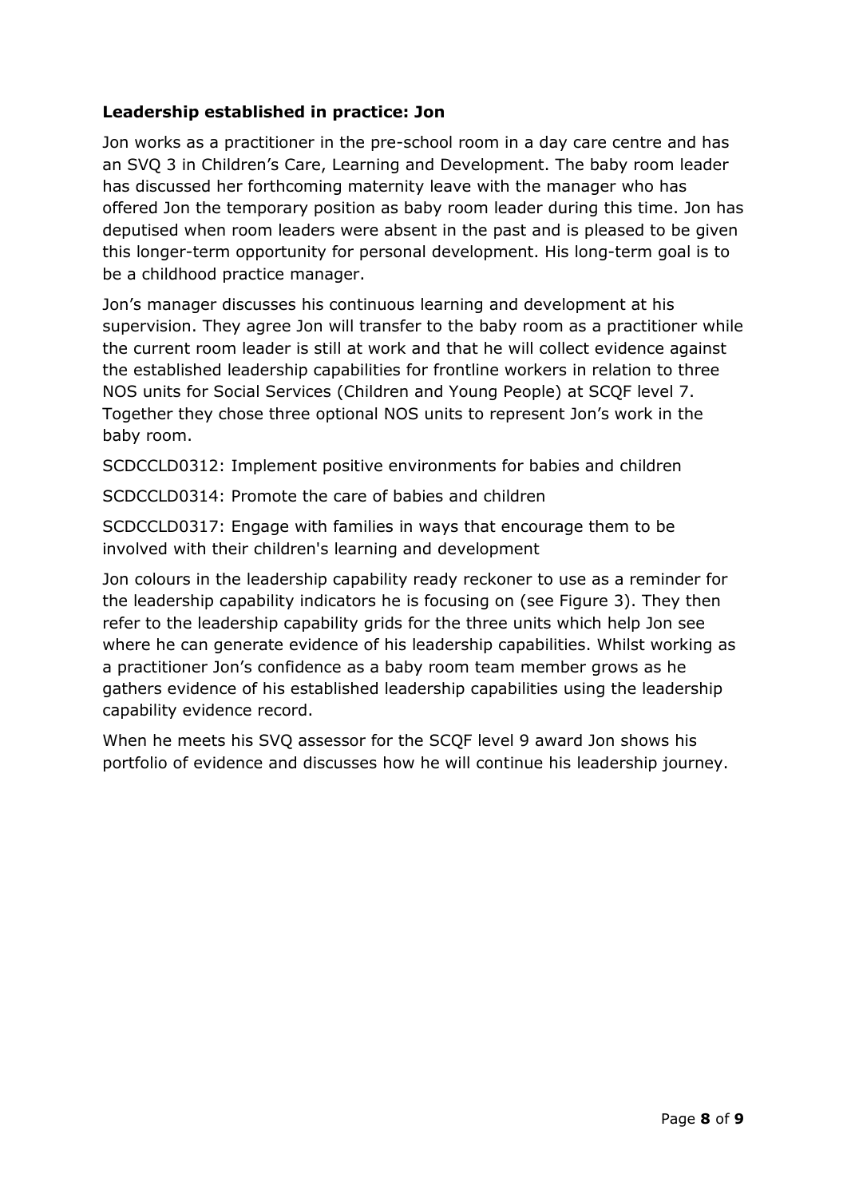**Leadership established in practice: Jon**

Jon works as a practitioner in the pre-school room in a day care centre and has an SVQ 3 in Children's Care, Learning and Development. The baby room leader has discussed her forthcoming maternity leave with the manager who has offered Jon the temporary position as baby room leader during this time. Jon has deputised when room leaders were absent in the past and is pleased to be given this longer-term opportunity for personal development. His long-term goal is to be a childhood practice manager.

Jon's manager discusses his continuous learning and development at his supervision. They agree Jon will transfer to the baby room as a practitioner while the current room leader is still at work and that he will collect evidence against the established leadership capabilities for frontline workers in relation to three NOS units for Social Services (Children and Young People) at SCQF level 7. Together they chose three optional NOS units to represent Jon's work in the baby room.

SCDCCLD0312: Implement positive environments for babies and children

SCDCCLD0314: Promote the care of babies and children

SCDCCLD0317: Engage with families in ways that encourage them to be involved with their children's learning and development

Jon colours in the leadership capability ready reckoner to use as a reminder for the leadership capability indicators he is focusing on (see Figure 3). They then refer to the leadership capability grids for the three units which help Jon see where he can generate evidence of his leadership capabilities. Whilst working as a practitioner Jon's confidence as a baby room team member grows as he gathers evidence of his established leadership capabilities using the leadership capability evidence record.

When he meets his SVQ assessor for the SCQF level 9 award Jon shows his portfolio of evidence and discusses how he will continue his leadership journey.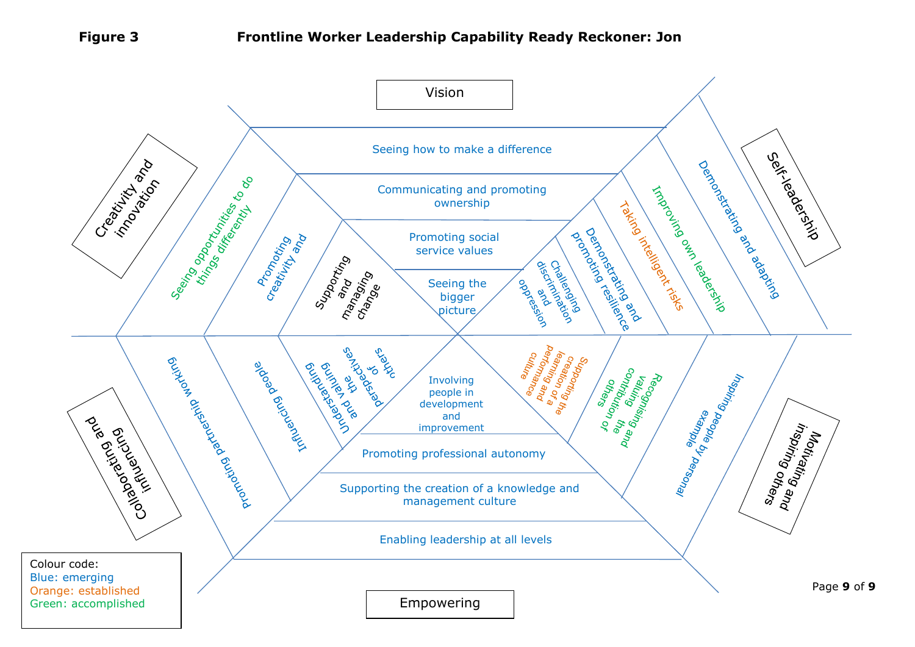**Figure 3** **Frontline Worker Leadership Capability Ready Reckoner: Jon**

Vision

Seeing how to make a difference

Communicating and promoting ownership

Promoting social service values

Seeing the bigger picture

Self-leadership

Demonstrating and adapting

Improving own leadership

Taking intelligent risks

Demonstrating and promoting resilience

Challenging discrimination and oppression

Motivating and inspiring others

Inspiring people by personal example

Recognising and valuing the contribution of others

Supporting the creation of a learning and performance culture

Empowering

Involving people in development and improvement

Promoting professional autonomy

Supporting the creation of a knowledge and management culture

Enabling leadership at all levels

Collaborating and influencing

Promoting partnership working

Influencing people

Understanding and valuing the perspectives of others

Creativity and innovation

Seeing opportunities to do things differently

Promoting creativity and

Supporting and managing change

Colour code:
Blue: emerging
Orange: established
Green: accomplished